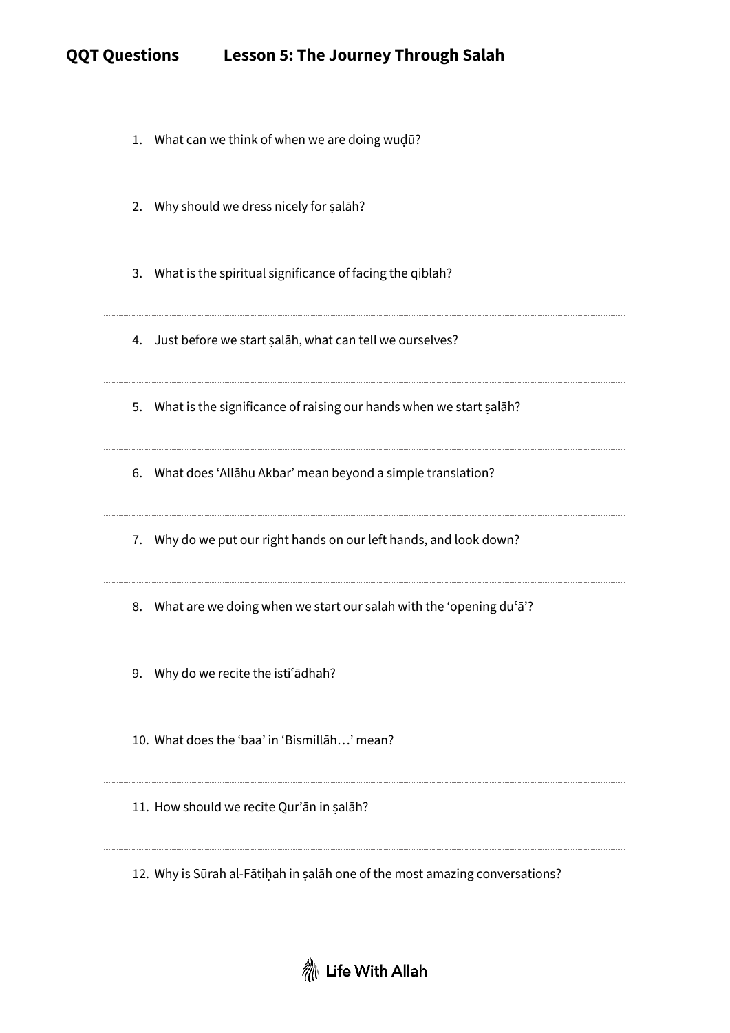# QQT Questions — Lesson 5: The Journey Through Salah

1. What can we think of when we are doing wuḍū?
2. Why should we dress nicely for ṣalāh?
3. What is the spiritual significance of facing the qiblah?
4. Just before we start ṣalāh, what can tell we ourselves?
5. What is the significance of raising our hands when we start ṣalāh?
6. What does 'Allāhu Akbar' mean beyond a simple translation?
7. Why do we put our right hands on our left hands, and look down?
8. What are we doing when we start our salah with the 'opening duʿā'?
9. Why do we recite the istiʿādhah?
10. What does the 'baa' in 'Bismillāh…' mean?
11. How should we recite Qur'ān in ṣalāh?
12. Why is Sūrah al-Fātiḥah in ṣalāh one of the most amazing conversations?

Life With Allah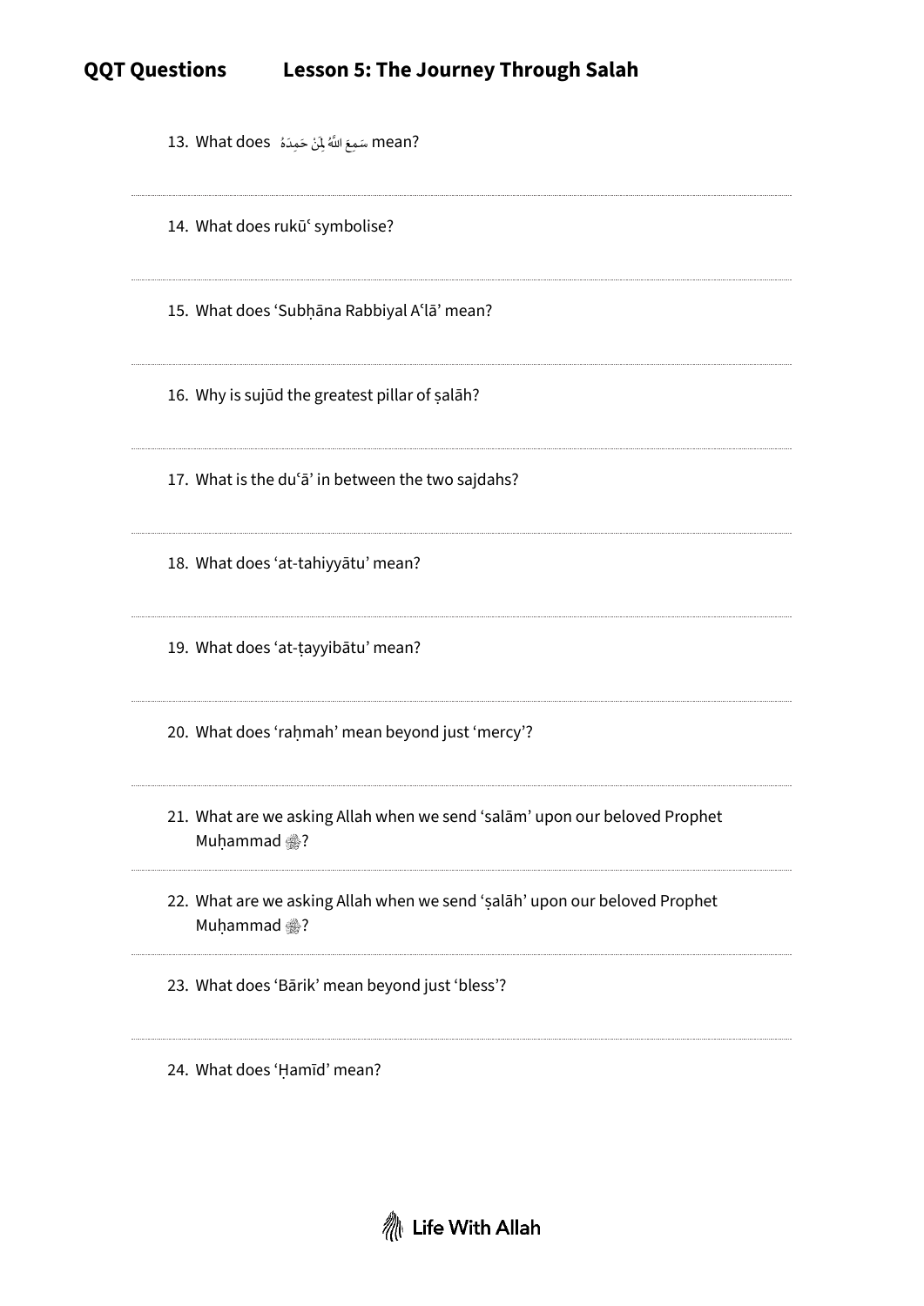## QQT Questions    Lesson 5: The Journey Through Salah

13. What does سَمِعَ اللّٰهُ لِمَنْ حَمِدَهُ mean?

14. What does rukūʿ symbolise?

15. What does 'Subḥāna Rabbiyal Aʿlā' mean?

16. Why is sujūd the greatest pillar of ṣalāh?

17. What is the duʿā' in between the two sajdahs?

18. What does 'at-tahiyyātu' mean?

19. What does 'at-ṭayyibātu' mean?

20. What does 'raḥmah' mean beyond just 'mercy'?

21. What are we asking Allah when we send 'salām' upon our beloved Prophet Muḥammad ﷺ?

22. What are we asking Allah when we send 'ṣalāh' upon our beloved Prophet Muḥammad ﷺ?

23. What does 'Bārik' mean beyond just 'bless'?

24. What does 'Ḥamīd' mean?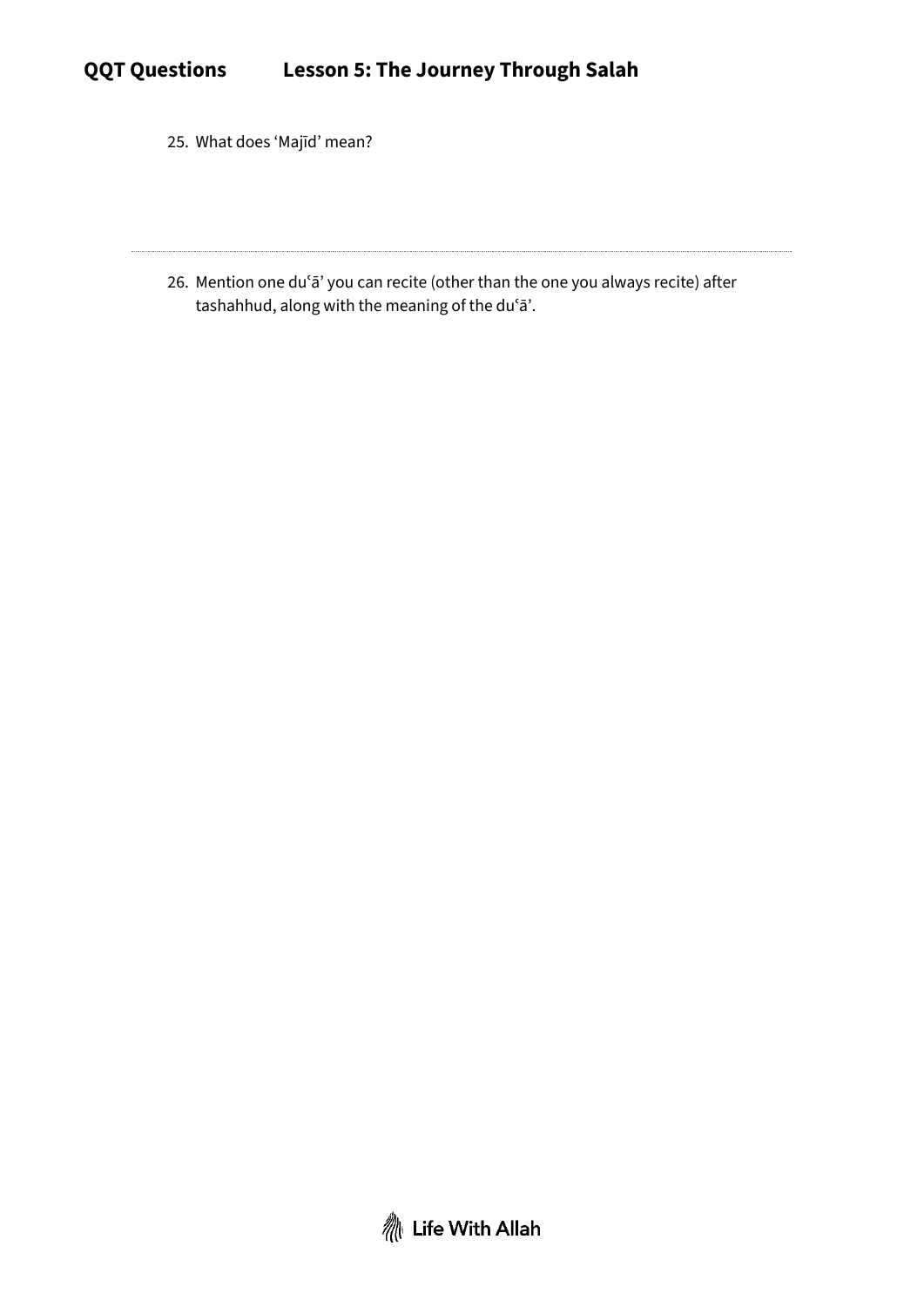25. What does ‘Majīd’ mean?

26. Mention one duʿā’ you can recite (other than the one you always recite) after tashahhud, along with the meaning of the duʿā’.